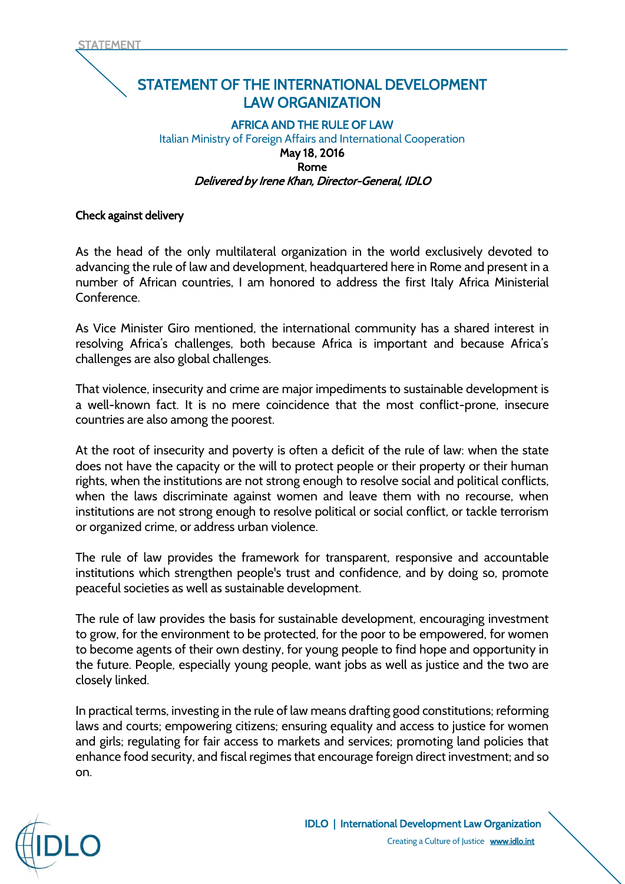# STATEMENT OF THE INTERNATIONAL DEVELOPMENT LAW ORGANIZATION

**AFRICA AND THE RULE OF LAW**

Italian Ministry of Foreign Affairs and International Cooperation

**May 18, 2016**

**Rome**

***Delivered by Irene Khan, Director-General, IDLO***

**Check against delivery**

As the head of the only multilateral organization in the world exclusively devoted to advancing the rule of law and development, headquartered here in Rome and present in a number of African countries, I am honored to address the first Italy Africa Ministerial Conference.

As Vice Minister Giro mentioned, the international community has a shared interest in resolving Africa's challenges, both because Africa is important and because Africa's challenges are also global challenges.

That violence, insecurity and crime are major impediments to sustainable development is a well-known fact. It is no mere coincidence that the most conflict-prone, insecure countries are also among the poorest.

At the root of insecurity and poverty is often a deficit of the rule of law: when the state does not have the capacity or the will to protect people or their property or their human rights, when the institutions are not strong enough to resolve social and political conflicts, when the laws discriminate against women and leave them with no recourse, when institutions are not strong enough to resolve political or social conflict, or tackle terrorism or organized crime, or address urban violence.

The rule of law provides the framework for transparent, responsive and accountable institutions which strengthen people's trust and confidence, and by doing so, promote peaceful societies as well as sustainable development.

The rule of law provides the basis for sustainable development, encouraging investment to grow, for the environment to be protected, for the poor to be empowered, for women to become agents of their own destiny, for young people to find hope and opportunity in the future. People, especially young people, want jobs as well as justice and the two are closely linked.

In practical terms, investing in the rule of law means drafting good constitutions; reforming laws and courts; empowering citizens; ensuring equality and access to justice for women and girls; regulating for fair access to markets and services; promoting land policies that enhance food security, and fiscal regimes that encourage foreign direct investment; and so on.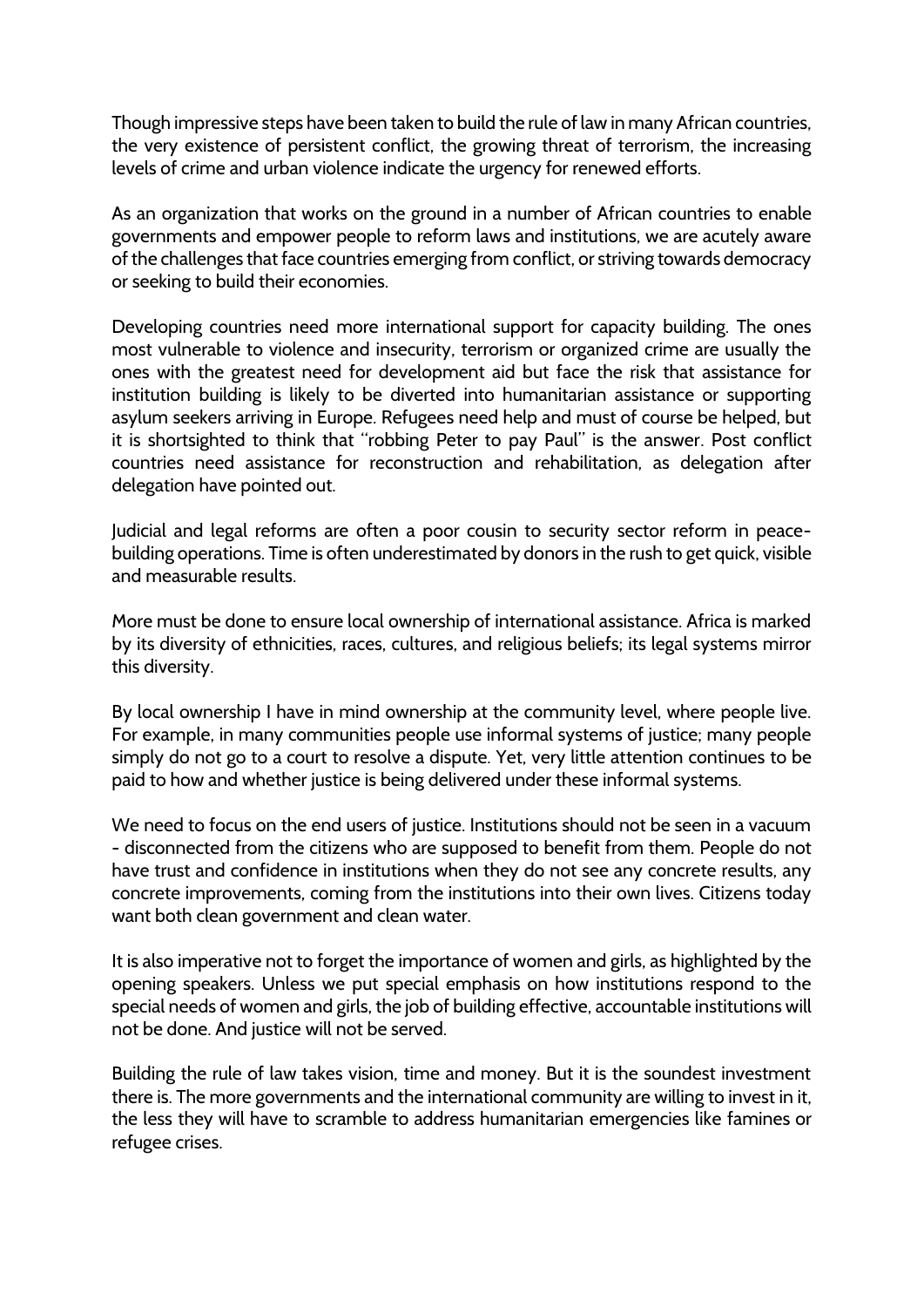Though impressive steps have been taken to build the rule of law in many African countries, the very existence of persistent conflict, the growing threat of terrorism, the increasing levels of crime and urban violence indicate the urgency for renewed efforts.

As an organization that works on the ground in a number of African countries to enable governments and empower people to reform laws and institutions, we are acutely aware of the challenges that face countries emerging from conflict, or striving towards democracy or seeking to build their economies.

Developing countries need more international support for capacity building. The ones most vulnerable to violence and insecurity, terrorism or organized crime are usually the ones with the greatest need for development aid but face the risk that assistance for institution building is likely to be diverted into humanitarian assistance or supporting asylum seekers arriving in Europe. Refugees need help and must of course be helped, but it is shortsighted to think that "robbing Peter to pay Paul" is the answer. Post conflict countries need assistance for reconstruction and rehabilitation, as delegation after delegation have pointed out.

Judicial and legal reforms are often a poor cousin to security sector reform in peace-building operations. Time is often underestimated by donors in the rush to get quick, visible and measurable results.

More must be done to ensure local ownership of international assistance. Africa is marked by its diversity of ethnicities, races, cultures, and religious beliefs; its legal systems mirror this diversity.

By local ownership I have in mind ownership at the community level, where people live. For example, in many communities people use informal systems of justice; many people simply do not go to a court to resolve a dispute. Yet, very little attention continues to be paid to how and whether justice is being delivered under these informal systems.

We need to focus on the end users of justice. Institutions should not be seen in a vacuum - disconnected from the citizens who are supposed to benefit from them. People do not have trust and confidence in institutions when they do not see any concrete results, any concrete improvements, coming from the institutions into their own lives. Citizens today want both clean government and clean water.

It is also imperative not to forget the importance of women and girls, as highlighted by the opening speakers. Unless we put special emphasis on how institutions respond to the special needs of women and girls, the job of building effective, accountable institutions will not be done. And justice will not be served.

Building the rule of law takes vision, time and money. But it is the soundest investment there is. The more governments and the international community are willing to invest in it, the less they will have to scramble to address humanitarian emergencies like famines or refugee crises.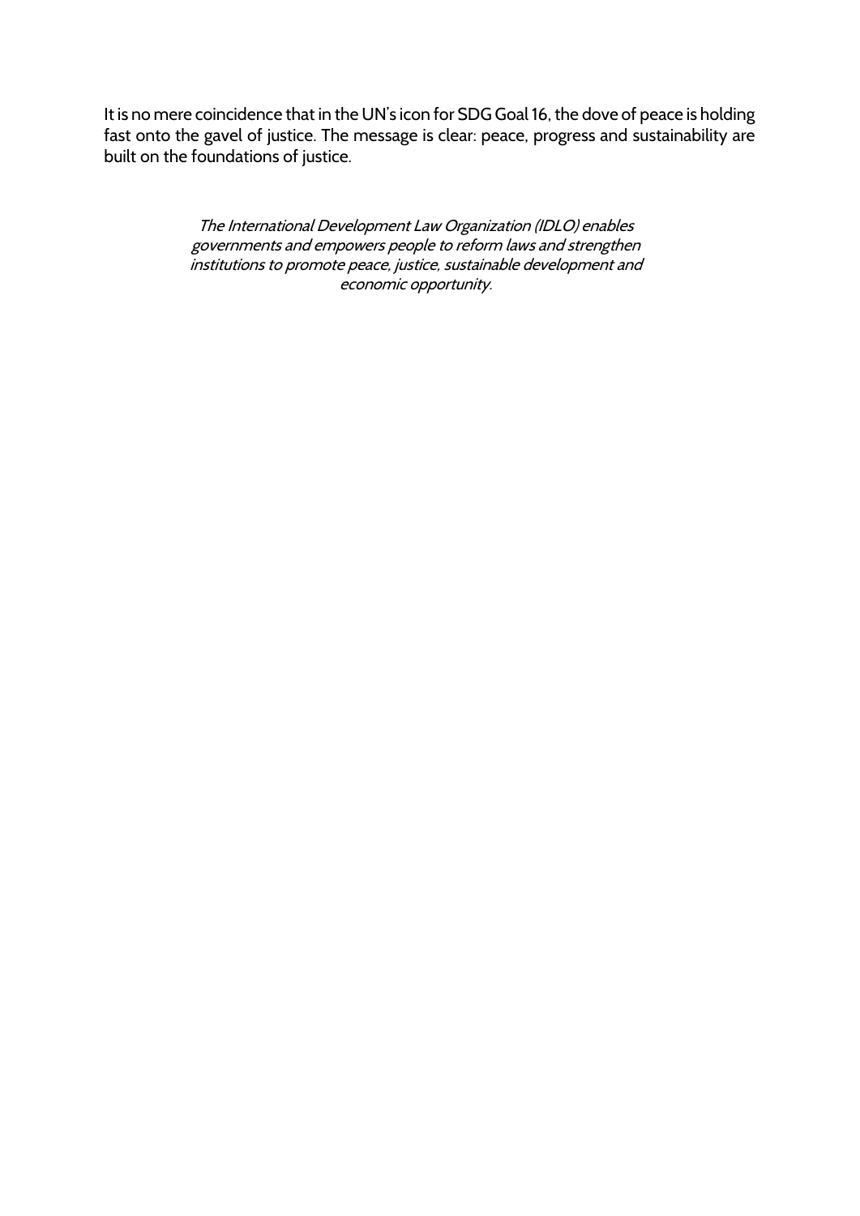It is no mere coincidence that in the UN's icon for SDG Goal 16, the dove of peace is holding fast onto the gavel of justice. The message is clear: peace, progress and sustainability are built on the foundations of justice.

*The International Development Law Organization (IDLO) enables governments and empowers people to reform laws and strengthen institutions to promote peace, justice, sustainable development and economic opportunity.*